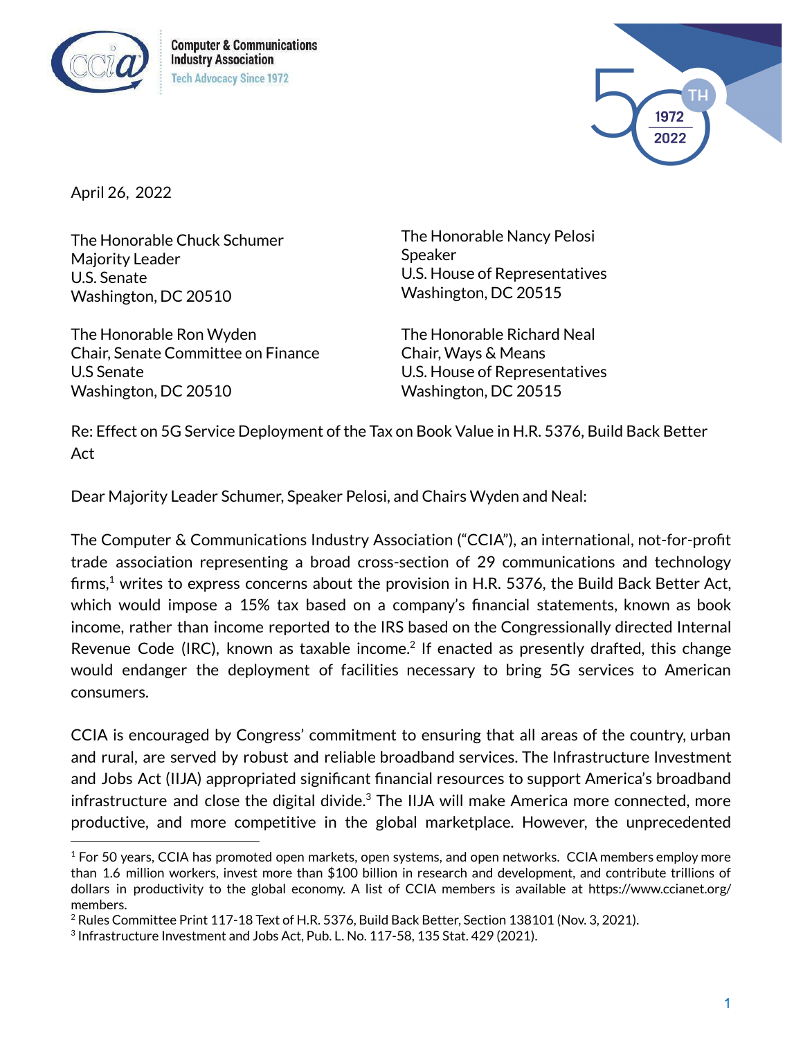Computer & Communications Industry Association
Tech Advocacy Since 1972

April 26, 2022

The Honorable Chuck Schumer
Majority Leader
U.S. Senate
Washington, DC 20510

The Honorable Ron Wyden
Chair, Senate Committee on Finance
U.S Senate
Washington, DC 20510

The Honorable Nancy Pelosi
Speaker
U.S. House of Representatives
Washington, DC 20515

The Honorable Richard Neal
Chair, Ways & Means
U.S. House of Representatives
Washington, DC 20515

Re: Effect on 5G Service Deployment of the Tax on Book Value in H.R. 5376, Build Back Better Act

Dear Majority Leader Schumer, Speaker Pelosi, and Chairs Wyden and Neal:

The Computer & Communications Industry Association ("CCIA"), an international, not-for-profit trade association representing a broad cross-section of 29 communications and technology firms,[1] writes to express concerns about the provision in H.R. 5376, the Build Back Better Act, which would impose a 15% tax based on a company's financial statements, known as book income, rather than income reported to the IRS based on the Congressionally directed Internal Revenue Code (IRC), known as taxable income.[2] If enacted as presently drafted, this change would endanger the deployment of facilities necessary to bring 5G services to American consumers.

CCIA is encouraged by Congress' commitment to ensuring that all areas of the country, urban and rural, are served by robust and reliable broadband services. The Infrastructure Investment and Jobs Act (IIJA) appropriated significant financial resources to support America's broadband infrastructure and close the digital divide.[3] The IIJA will make America more connected, more productive, and more competitive in the global marketplace. However, the unprecedented

[1] For 50 years, CCIA has promoted open markets, open systems, and open networks. CCIA members employ more than 1.6 million workers, invest more than $100 billion in research and development, and contribute trillions of dollars in productivity to the global economy. A list of CCIA members is available at https://www.ccianet.org/members.

[2] Rules Committee Print 117-18 Text of H.R. 5376, Build Back Better, Section 138101 (Nov. 3, 2021).

[3] Infrastructure Investment and Jobs Act, Pub. L. No. 117-58, 135 Stat. 429 (2021).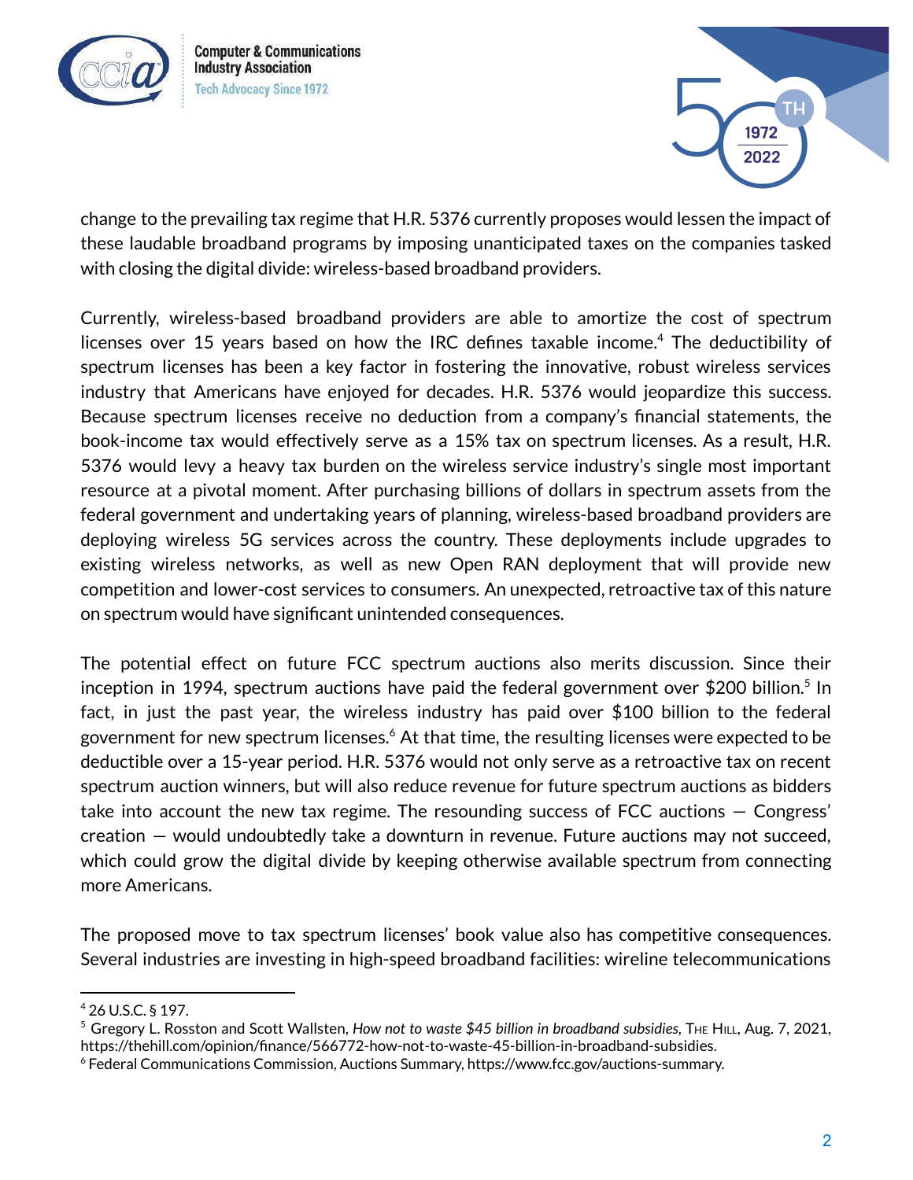change to the prevailing tax regime that H.R. 5376 currently proposes would lessen the impact of these laudable broadband programs by imposing unanticipated taxes on the companies tasked with closing the digital divide: wireless-based broadband providers.

Currently, wireless-based broadband providers are able to amortize the cost of spectrum licenses over 15 years based on how the IRC defines taxable income.[4] The deductibility of spectrum licenses has been a key factor in fostering the innovative, robust wireless services industry that Americans have enjoyed for decades. H.R. 5376 would jeopardize this success. Because spectrum licenses receive no deduction from a company's financial statements, the book-income tax would effectively serve as a 15% tax on spectrum licenses. As a result, H.R. 5376 would levy a heavy tax burden on the wireless service industry's single most important resource at a pivotal moment. After purchasing billions of dollars in spectrum assets from the federal government and undertaking years of planning, wireless-based broadband providers are deploying wireless 5G services across the country. These deployments include upgrades to existing wireless networks, as well as new Open RAN deployment that will provide new competition and lower-cost services to consumers. An unexpected, retroactive tax of this nature on spectrum would have significant unintended consequences.

The potential effect on future FCC spectrum auctions also merits discussion. Since their inception in 1994, spectrum auctions have paid the federal government over $200 billion.[5] In fact, in just the past year, the wireless industry has paid over $100 billion to the federal government for new spectrum licenses.[6] At that time, the resulting licenses were expected to be deductible over a 15-year period. H.R. 5376 would not only serve as a retroactive tax on recent spectrum auction winners, but will also reduce revenue for future spectrum auctions as bidders take into account the new tax regime. The resounding success of FCC auctions — Congress' creation — would undoubtedly take a downturn in revenue. Future auctions may not succeed, which could grow the digital divide by keeping otherwise available spectrum from connecting more Americans.

The proposed move to tax spectrum licenses' book value also has competitive consequences. Several industries are investing in high-speed broadband facilities: wireline telecommunications

---

[4] 26 U.S.C. § 197.

[5] Gregory L. Rosston and Scott Wallsten, *How not to waste $45 billion in broadband subsidies*, THE HILL, Aug. 7, 2021, https://thehill.com/opinion/finance/566772-how-not-to-waste-45-billion-in-broadband-subsidies.

[6] Federal Communications Commission, Auctions Summary, https://www.fcc.gov/auctions-summary.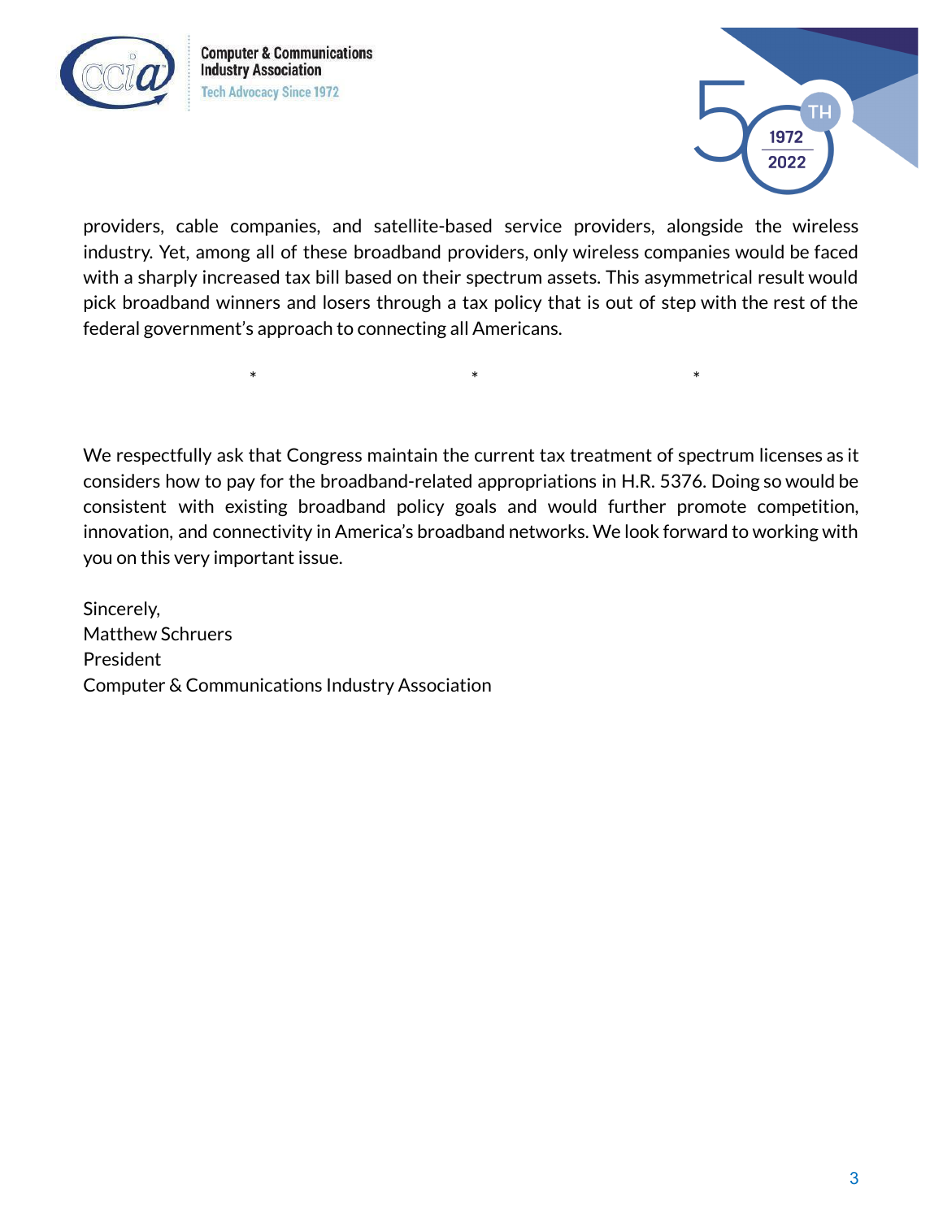providers, cable companies, and satellite-based service providers, alongside the wireless industry. Yet, among all of these broadband providers, only wireless companies would be faced with a sharply increased tax bill based on their spectrum assets. This asymmetrical result would pick broadband winners and losers through a tax policy that is out of step with the rest of the federal government's approach to connecting all Americans.

\* \* \*

We respectfully ask that Congress maintain the current tax treatment of spectrum licenses as it considers how to pay for the broadband-related appropriations in H.R. 5376. Doing so would be consistent with existing broadband policy goals and would further promote competition, innovation, and connectivity in America's broadband networks. We look forward to working with you on this very important issue.

Sincerely,  
Matthew Schruers  
President  
Computer & Communications Industry Association